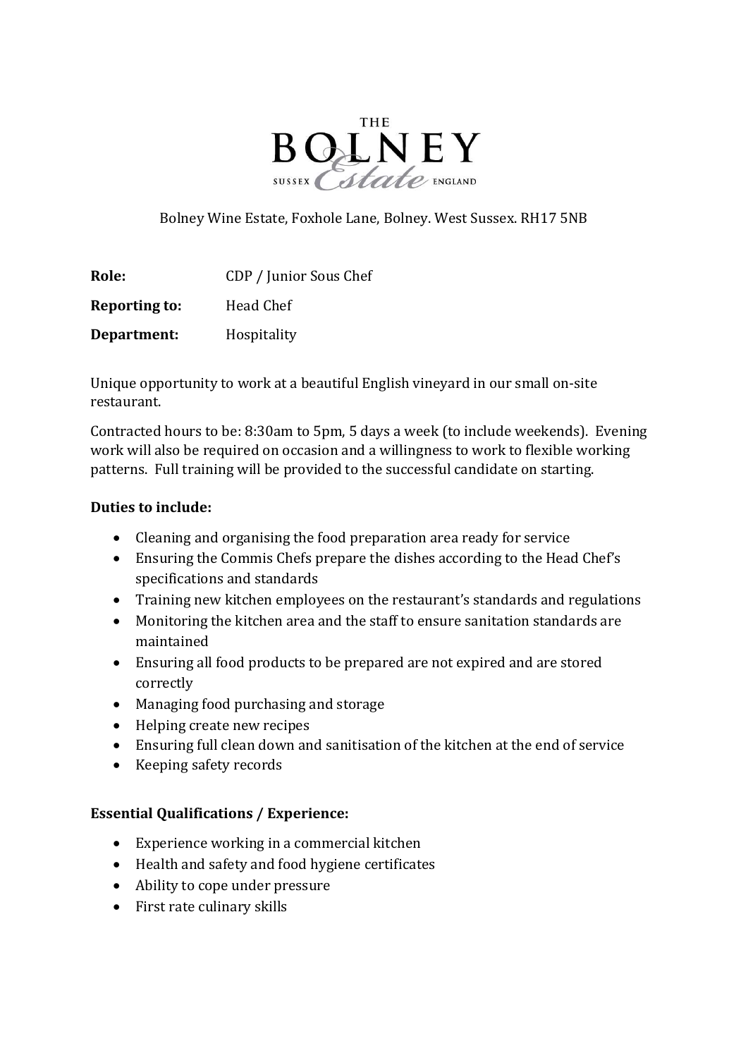# THE BOLNEY Estate

SUSSEX ENGLAND

Bolney Wine Estate, Foxhole Lane, Bolney. West Sussex. RH17 5NB

**Role:** CDP / Junior Sous Chef

**Reporting to:** Head Chef

**Department:** Hospitality

Unique opportunity to work at a beautiful English vineyard in our small on-site restaurant.

Contracted hours to be: 8:30am to 5pm, 5 days a week (to include weekends). Evening work will also be required on occasion and a willingness to work to flexible working patterns. Full training will be provided to the successful candidate on starting.

**Duties to include:**

- Cleaning and organising the food preparation area ready for service
- Ensuring the Commis Chefs prepare the dishes according to the Head Chef's specifications and standards
- Training new kitchen employees on the restaurant's standards and regulations
- Monitoring the kitchen area and the staff to ensure sanitation standards are maintained
- Ensuring all food products to be prepared are not expired and are stored correctly
- Managing food purchasing and storage
- Helping create new recipes
- Ensuring full clean down and sanitisation of the kitchen at the end of service
- Keeping safety records

**Essential Qualifications / Experience:**

- Experience working in a commercial kitchen
- Health and safety and food hygiene certificates
- Ability to cope under pressure
- First rate culinary skills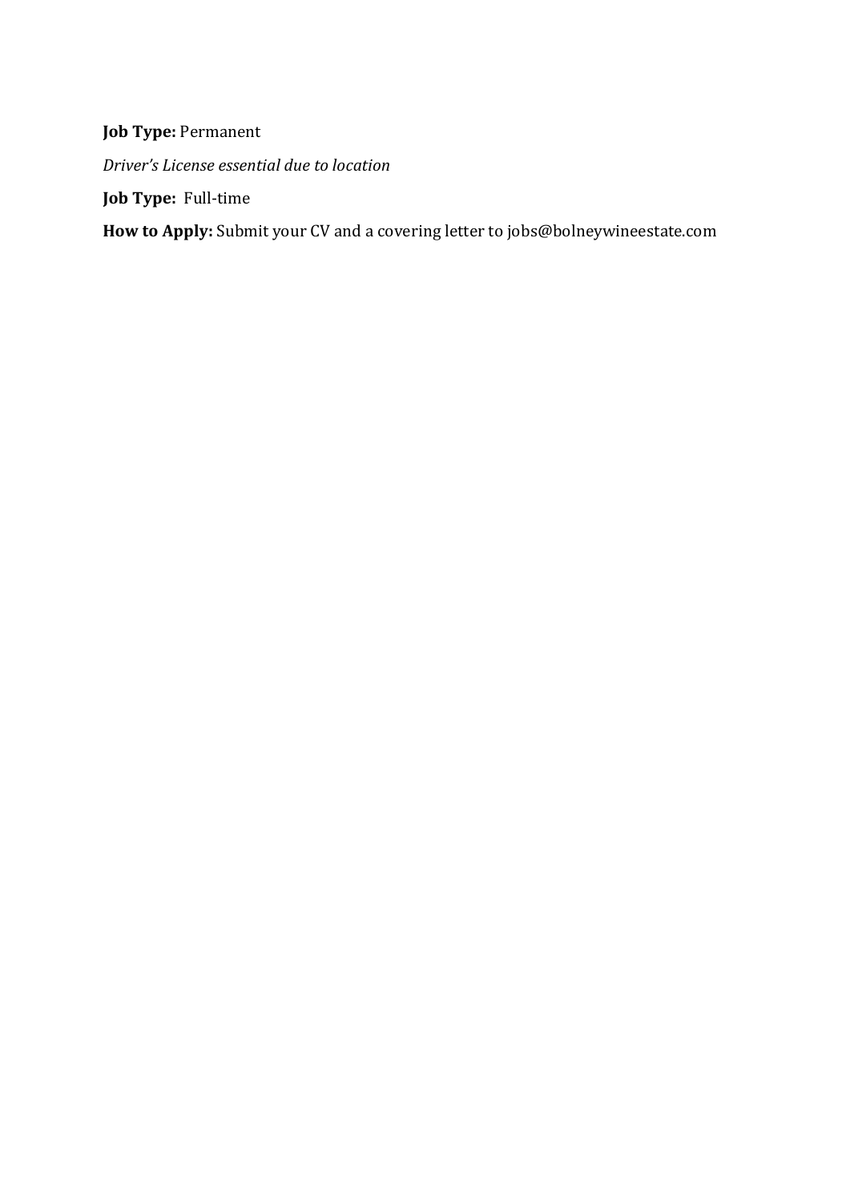**Job Type:** Permanent

*Driver's License essential due to location*

**Job Type:** Full-time

**How to Apply:** Submit your CV and a covering letter to jobs@bolneywineestate.com